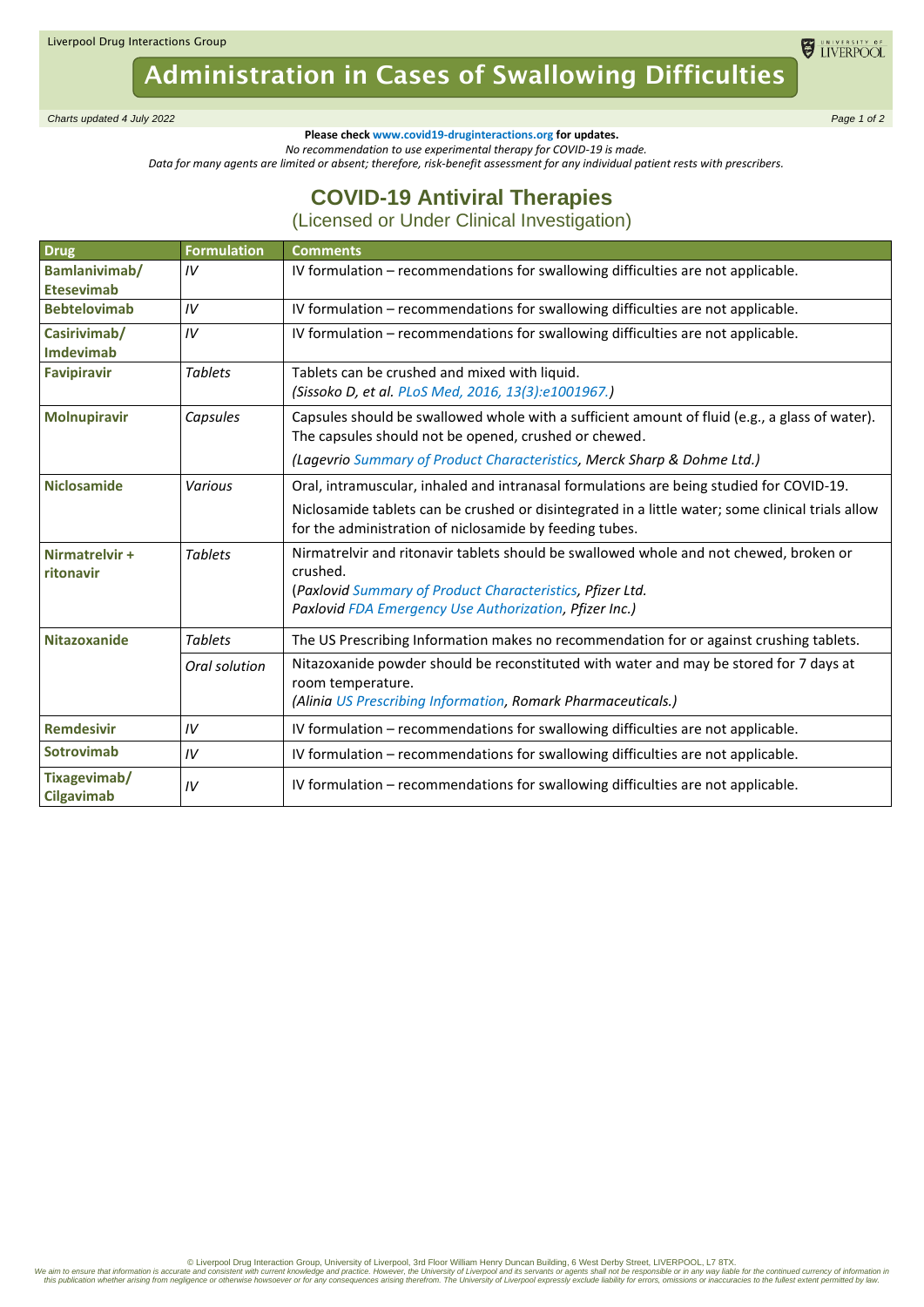Liverpool Drug Interactions Group

# Administration in Cases of Swallowing Difficulties

*Charts updated 4 July 2022*

**Please check www.covid19-druginteractions.org for updates.**

*No recommendation to use experimental therapy for COVID-19 is made.*

*Data for many agents are limited or absent; therefore, risk-benefit assessment for any individual patient rests with prescribers.*

## COVID-19 Antiviral Therapies

(Licensed or Under Clinical Investigation)

| Drug | Formulation | Comments |
|---|---|---|
| **Bamlanivimab/ Etesevimab** | *IV* | IV formulation – recommendations for swallowing difficulties are not applicable. |
| **Bebtelovimab** | *IV* | IV formulation – recommendations for swallowing difficulties are not applicable. |
| **Casirivimab/ Imdevimab** | *IV* | IV formulation – recommendations for swallowing difficulties are not applicable. |
| **Favipiravir** | *Tablets* | Tablets can be crushed and mixed with liquid. *(Sissoko D, et al. PLoS Med, 2016, 13(3):e1001967.)* |
| **Molnupiravir** | *Capsules* | Capsules should be swallowed whole with a sufficient amount of fluid (e.g., a glass of water). The capsules should not be opened, crushed or chewed. *(Lagevrio Summary of Product Characteristics, Merck Sharp & Dohme Ltd.)* |
| **Niclosamide** | *Various* | Oral, intramuscular, inhaled and intranasal formulations are being studied for COVID-19. Niclosamide tablets can be crushed or disintegrated in a little water; some clinical trials allow for the administration of niclosamide by feeding tubes. |
| **Nirmatrelvir + ritonavir** | *Tablets* | Nirmatrelvir and ritonavir tablets should be swallowed whole and not chewed, broken or crushed. (*Paxlovid Summary of Product Characteristics, Pfizer Ltd. Paxlovid FDA Emergency Use Authorization, Pfizer Inc.)* |
| **Nitazoxanide** | *Tablets* | The US Prescribing Information makes no recommendation for or against crushing tablets. |
| | *Oral solution* | Nitazoxanide powder should be reconstituted with water and may be stored for 7 days at room temperature. *(Alinia US Prescribing Information, Romark Pharmaceuticals.)* |
| **Remdesivir** | *IV* | IV formulation – recommendations for swallowing difficulties are not applicable. |
| **Sotrovimab** | *IV* | IV formulation – recommendations for swallowing difficulties are not applicable. |
| **Tixagevimab/ Cilgavimab** | *IV* | IV formulation – recommendations for swallowing difficulties are not applicable. |

© Liverpool Drug Interaction Group, University of Liverpool, 3rd Floor William Henry Duncan Building, 6 West Derby Street, LIVERPOOL, L7 8TX.
*We aim to ensure that information is accurate and consistent with current knowledge and practice. However, the University of Liverpool and its servants or agents shall not be responsible or in any way liable for the continued currency of information in this publication whether arising from negligence or otherwise howsoever or for any consequences arising therefrom. The University of Liverpool expressly exclude liability for errors, omissions or inaccuracies to the fullest extent permitted by law.*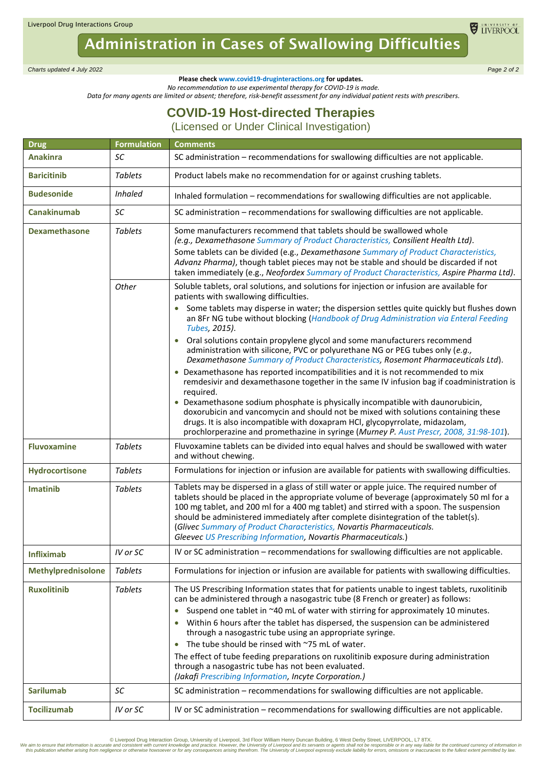# Administration in Cases of Swallowing Difficulties

**Please check www.covid19-druginteractions.org for updates.**

*No recommendation to use experimental therapy for COVID-19 is made.*

*Data for many agents are limited or absent; therefore, risk-benefit assessment for any individual patient rests with prescribers.*

## COVID-19 Host-directed Therapies

(Licensed or Under Clinical Investigation)

| Drug | Formulation | Comments |
|---|---|---|
| **Anakinra** | *SC* | SC administration – recommendations for swallowing difficulties are not applicable. |
| **Baricitinib** | *Tablets* | Product labels make no recommendation for or against crushing tablets. |
| **Budesonide** | *Inhaled* | Inhaled formulation – recommendations for swallowing difficulties are not applicable. |
| **Canakinumab** | *SC* | SC administration – recommendations for swallowing difficulties are not applicable. |
| **Dexamethasone** | *Tablets* | Some manufacturers recommend that tablets should be swallowed whole *(e.g., Dexamethasone Summary of Product Characteristics, Consilient Health Ltd)*. Some tablets can be divided (e.g., *Dexamethasone Summary of Product Characteristics, Advanz Pharma)*, though tablet pieces may not be stable and should be discarded if not taken immediately (e.g., *Neofordex Summary of Product Characteristics, Aspire Pharma Ltd)*. |
| | *Other* | Soluble tablets, oral solutions, and solutions for injection or infusion are available for patients with swallowing difficulties. • Some tablets may disperse in water; the dispersion settles quite quickly but flushes down an 8Fr NG tube without blocking (*Handbook of Drug Administration via Enteral Feeding Tubes, 2015)*. • Oral solutions contain propylene glycol and some manufacturers recommend administration with silicone, PVC or polyurethane NG or PEG tubes only (*e.g., Dexamethasone Summary of Product Characteristics, Rosemont Pharmaceuticals Ltd*). • Dexamethasone has reported incompatibilities and it is not recommended to mix remdesivir and dexamethasone together in the same IV infusion bag if coadministration is required. • Dexamethasone sodium phosphate is physically incompatible with daunorubicin, doxorubicin and vancomycin and should not be mixed with solutions containing these drugs. It is also incompatible with doxapram HCl, glycopyrrolate, midazolam, prochlorperazine and promethazine in syringe (*Murney P. Aust Prescr, 2008, 31:98-101*). |
| **Fluvoxamine** | *Tablets* | Fluvoxamine tablets can be divided into equal halves and should be swallowed with water and without chewing. |
| **Hydrocortisone** | *Tablets* | Formulations for injection or infusion are available for patients with swallowing difficulties. |
| **Imatinib** | *Tablets* | Tablets may be dispersed in a glass of still water or apple juice. The required number of tablets should be placed in the appropriate volume of beverage (approximately 50 ml for a 100 mg tablet, and 200 ml for a 400 mg tablet) and stirred with a spoon. The suspension should be administered immediately after complete disintegration of the tablet(s). (*Glivec Summary of Product Characteristics, Novartis Pharmaceuticals. Gleevec US Prescribing Information, Novartis Pharmaceuticals.*) |
| **Infliximab** | *IV or SC* | IV or SC administration – recommendations for swallowing difficulties are not applicable. |
| **Methylprednisolone** | *Tablets* | Formulations for injection or infusion are available for patients with swallowing difficulties. |
| **Ruxolitinib** | *Tablets* | The US Prescribing Information states that for patients unable to ingest tablets, ruxolitinib can be administered through a nasogastric tube (8 French or greater) as follows: • Suspend one tablet in ~40 mL of water with stirring for approximately 10 minutes. • Within 6 hours after the tablet has dispersed, the suspension can be administered through a nasogastric tube using an appropriate syringe. • The tube should be rinsed with ~75 mL of water. The effect of tube feeding preparations on ruxolitinib exposure during administration through a nasogastric tube has not been evaluated. *(Jakafi Prescribing Information, Incyte Corporation.)* |
| **Sarilumab** | *SC* | SC administration – recommendations for swallowing difficulties are not applicable. |
| **Tocilizumab** | *IV or SC* | IV or SC administration – recommendations for swallowing difficulties are not applicable. |

© Liverpool Drug Interaction Group, University of Liverpool, 3rd Floor William Henry Duncan Building, 6 West Derby Street, LIVERPOOL, L7 8TX.

*We aim to ensure that information is accurate and consistent with current knowledge and practice. However, the University of Liverpool and its servants or agents shall not be responsible or in any way liable for the continued currency of information in this publication whether arising from negligence or otherwise howsoever or for any consequences arising therefrom. The University of Liverpool expressly exclude liability for errors, omissions or inaccuracies to the fullest extent permitted by law.*